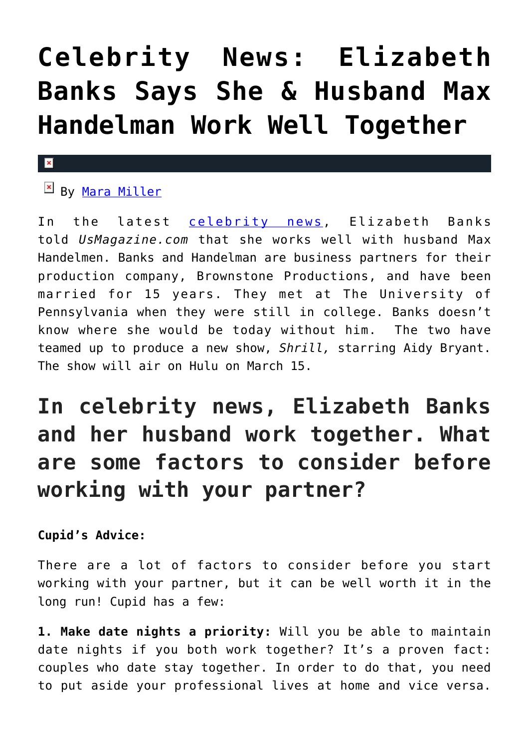# Celebrity News: Elizabeth Banks Says She & Husband Max Handelman Work Well Together

By Mara Miller

In the latest celebrity news, Elizabeth Banks told *UsMagazine.com* that she works well with husband Max Handelmen. Banks and Handelman are business partners for their production company, Brownstone Productions, and have been married for 15 years. They met at The University of Pennsylvania when they were still in college. Banks doesn't know where she would be today without him. The two have teamed up to produce a new show, *Shrill,* starring Aidy Bryant. The show will air on Hulu on March 15.

## In celebrity news, Elizabeth Banks and her husband work together. What are some factors to consider before working with your partner?

**Cupid's Advice:**

There are a lot of factors to consider before you start working with your partner, but it can be well worth it in the long run! Cupid has a few:

**1. Make date nights a priority:** Will you be able to maintain date nights if you both work together? It's a proven fact: couples who date stay together. In order to do that, you need to put aside your professional lives at home and vice versa.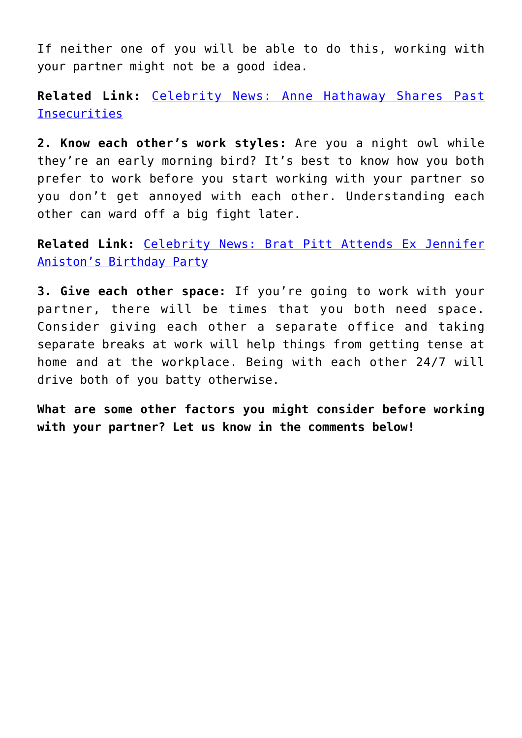If neither one of you will be able to do this, working with your partner might not be a good idea.

**Related Link:** Celebrity News: Anne Hathaway Shares Past Insecurities

**2. Know each other's work styles:** Are you a night owl while they're an early morning bird? It's best to know how you both prefer to work before you start working with your partner so you don't get annoyed with each other. Understanding each other can ward off a big fight later.

**Related Link:** Celebrity News: Brat Pitt Attends Ex Jennifer Aniston's Birthday Party

**3. Give each other space:** If you're going to work with your partner, there will be times that you both need space. Consider giving each other a separate office and taking separate breaks at work will help things from getting tense at home and at the workplace. Being with each other 24/7 will drive both of you batty otherwise.

**What are some other factors you might consider before working with your partner? Let us know in the comments below!**